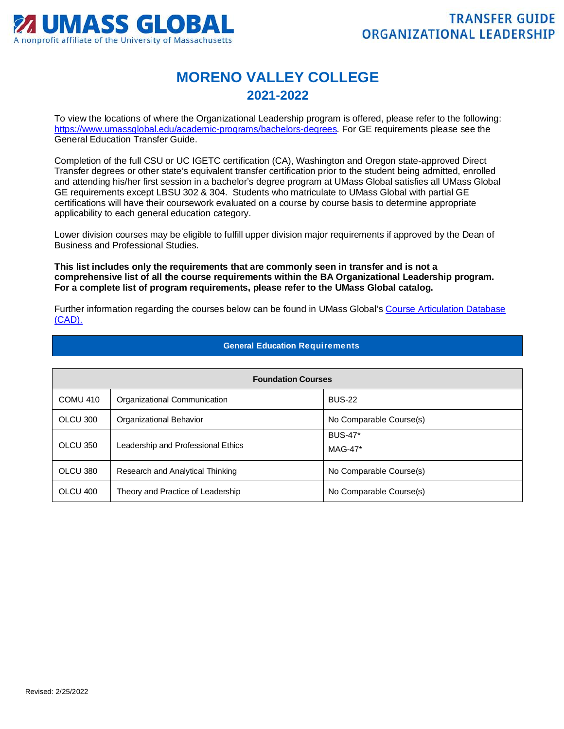# MORENO VALLEY COLLEGE

## 2021-2022

To view the locations of where the Organizational Leadership program is offered, please refer to the following: https://www.umassglobal.edu/academic-programs/bachelors-degrees. For GE requirements please see the General Education Transfer Guide.

Completion of the full CSU or UC IGETC certification (CA), Washington and Oregon state-approved Direct Transfer degrees or other state's equivalent transfer certification prior to the student being admitted, enrolled and attending his/her first session in a bachelor's degree program at UMass Global satisfies all UMass Global GE requirements except LBSU 302 & 304. Students who matriculate to UMass Global with partial GE certifications will have their coursework evaluated on a course by course basis to determine appropriate applicability to each general education category.

Lower division courses may be eligible to fulfill upper division major requirements if approved by the Dean of Business and Professional Studies.

**This list includes only the requirements that are commonly seen in transfer and is not a comprehensive list of all the course requirements within the BA Organizational Leadership program. For a complete list of program requirements, please refer to the UMass Global catalog.**

Further information regarding the courses below can be found in UMass Global's Course Articulation Database (CAD).

### General Education Requirements

| Foundation Courses | | |
|---|---|---|
| COMU 410 | Organizational Communication | BUS-22 |
| OLCU 300 | Organizational Behavior | No Comparable Course(s) |
| OLCU 350 | Leadership and Professional Ethics | BUS-47*<br>MAG-47* |
| OLCU 380 | Research and Analytical Thinking | No Comparable Course(s) |
| OLCU 400 | Theory and Practice of Leadership | No Comparable Course(s) |

Revised: 2/25/2022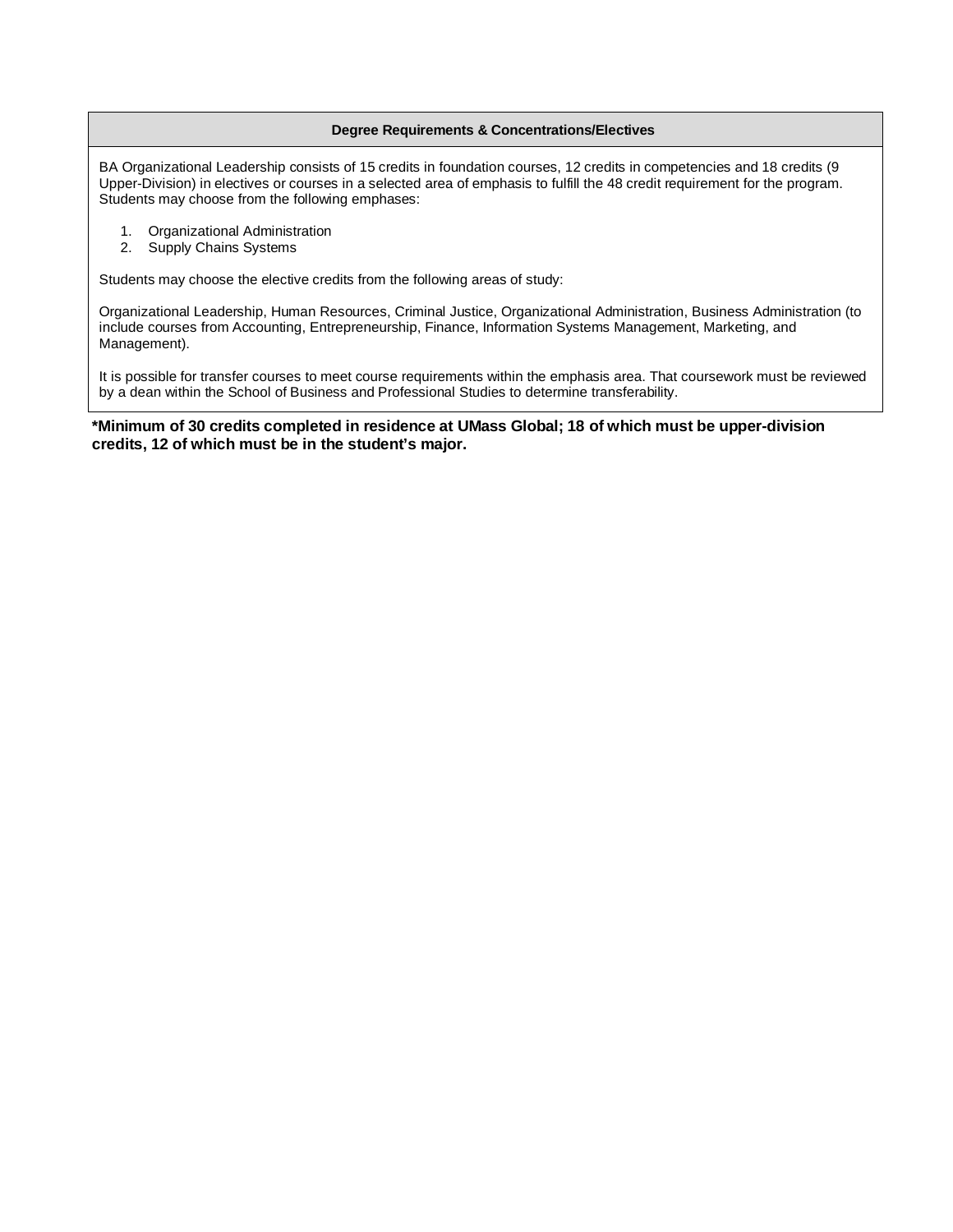| Degree Requirements & Concentrations/Electives |
| --- |
| BA Organizational Leadership consists of 15 credits in foundation courses, 12 credits in competencies and 18 credits (9 Upper-Division) in electives or courses in a selected area of emphasis to fulfill the 48 credit requirement for the program. Students may choose from the following emphases:<br><br>1. Organizational Administration<br>2. Supply Chains Systems<br><br>Students may choose the elective credits from the following areas of study:<br><br>Organizational Leadership, Human Resources, Criminal Justice, Organizational Administration, Business Administration (to include courses from Accounting, Entrepreneurship, Finance, Information Systems Management, Marketing, and Management).<br><br>It is possible for transfer courses to meet course requirements within the emphasis area. That coursework must be reviewed by a dean within the School of Business and Professional Studies to determine transferability. |

**\*Minimum of 30 credits completed in residence at UMass Global; 18 of which must be upper-division credits, 12 of which must be in the student's major.**